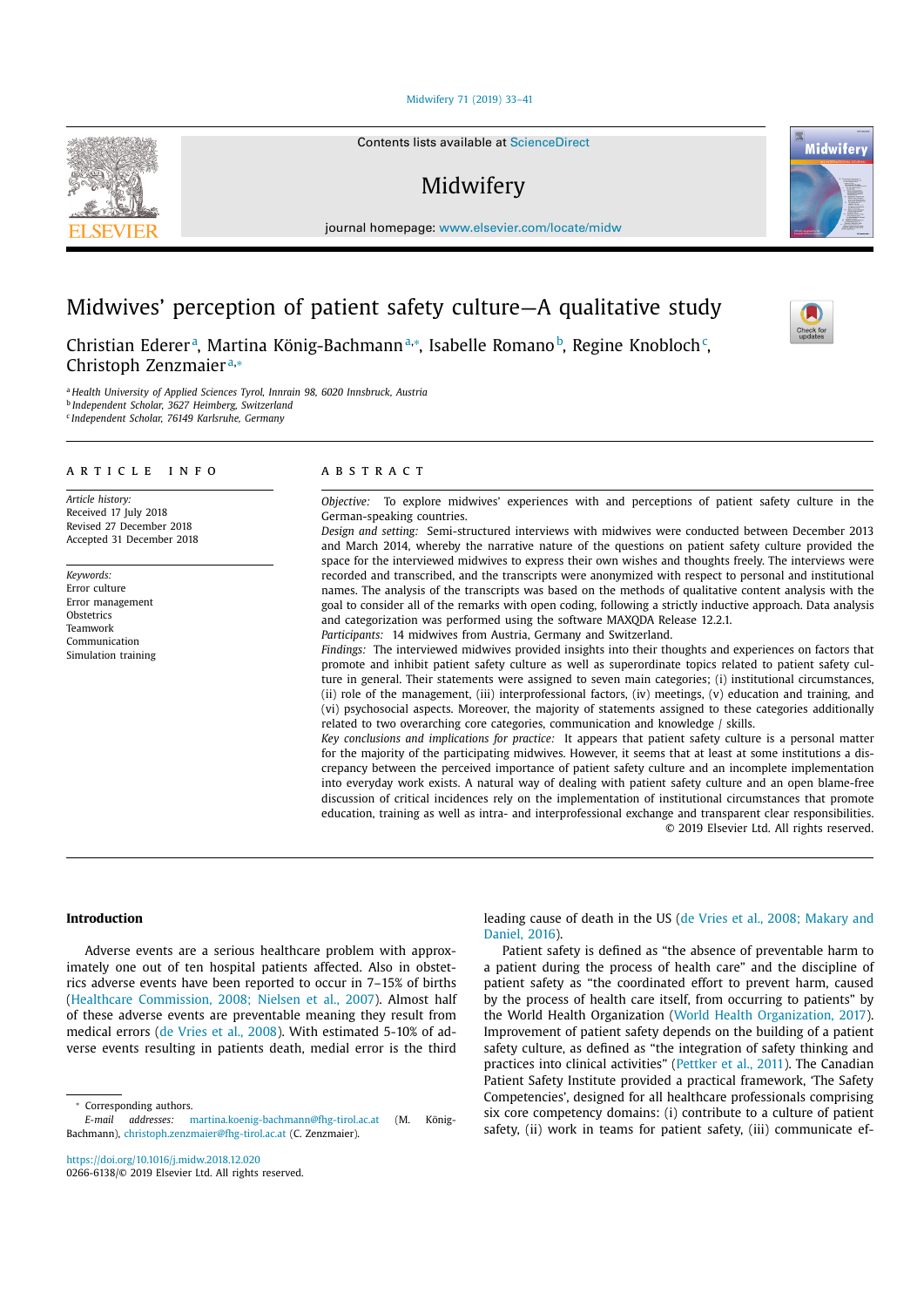# Midwives' perception of patient safety culture—A qualitative study

Christian Ederer[a], Martina König-Bachmann[a,*], Isabelle Romano[b], Regine Knobloch[c], Christoph Zenzmaier[a,*]

[a] Health University of Applied Sciences Tyrol, Innrain 98, 6020 Innsbruck, Austria
[b] Independent Scholar, 3627 Heimberg, Switzerland
[c] Independent Scholar, 76149 Karlsruhe, Germany

## ARTICLE INFO

*Article history:*
Received 17 July 2018
Revised 27 December 2018
Accepted 31 December 2018

*Keywords:*
Error culture
Error management
Obstetrics
Teamwork
Communication
Simulation training

## ABSTRACT

*Objective:* To explore midwives' experiences with and perceptions of patient safety culture in the German-speaking countries.

*Design and setting:* Semi-structured interviews with midwives were conducted between December 2013 and March 2014, whereby the narrative nature of the questions on patient safety culture provided the space for the interviewed midwives to express their own wishes and thoughts freely. The interviews were recorded and transcribed, and the transcripts were anonymized with respect to personal and institutional names. The analysis of the transcripts was based on the methods of qualitative content analysis with the goal to consider all of the remarks with open coding, following a strictly inductive approach. Data analysis and categorization was performed using the software MAXQDA Release 12.2.1.

*Participants:* 14 midwives from Austria, Germany and Switzerland.

*Findings:* The interviewed midwives provided insights into their thoughts and experiences on factors that promote and inhibit patient safety culture as well as superordinate topics related to patient safety culture in general. Their statements were assigned to seven main categories; (i) institutional circumstances, (ii) role of the management, (iii) interprofessional factors, (iv) meetings, (v) education and training, and (vi) psychosocial aspects. Moreover, the majority of statements assigned to these categories additionally related to two overarching core categories, communication and knowledge / skills.

*Key conclusions and implications for practice:* It appears that patient safety culture is a personal matter for the majority of the participating midwives. However, it seems that at least at some institutions a discrepancy between the perceived importance of patient safety culture and an incomplete implementation into everyday work exists. A natural way of dealing with patient safety culture and an open blame-free discussion of critical incidences rely on the implementation of institutional circumstances that promote education, training as well as intra- and interprofessional exchange and transparent clear responsibilities.

© 2019 Elsevier Ltd. All rights reserved.

## Introduction

Adverse events are a serious healthcare problem with approximately one out of ten hospital patients affected. Also in obstetrics adverse events have been reported to occur in 7–15% of births (Healthcare Commission, 2008; Nielsen et al., 2007). Almost half of these adverse events are preventable meaning they result from medical errors (de Vries et al., 2008). With estimated 5-10% of adverse events resulting in patients death, medical error is the third leading cause of death in the US (de Vries et al., 2008; Makary and Daniel, 2016).

Patient safety is defined as "the absence of preventable harm to a patient during the process of health care" and the discipline of patient safety as "the coordinated effort to prevent harm, caused by the process of health care itself, from occurring to patients" by the World Health Organization (World Health Organization, 2017). Improvement of patient safety depends on the building of a patient safety culture, as defined as "the integration of safety thinking and practices into clinical activities" (Pettker et al., 2011). The Canadian Patient Safety Institute provided a practical framework, 'The Safety Competencies', designed for all healthcare professionals comprising six core competency domains: (i) contribute to a culture of patient safety, (ii) work in teams for patient safety, (iii) communicate ef-

\* Corresponding authors.
*E-mail addresses:* martina.koenig-bachmann@fhg-tirol.ac.at (M. König-Bachmann), christoph.zenzmaier@fhg-tirol.ac.at (C. Zenzmaier).

https://doi.org/10.1016/j.midw.2018.12.020
0266-6138/© 2019 Elsevier Ltd. All rights reserved.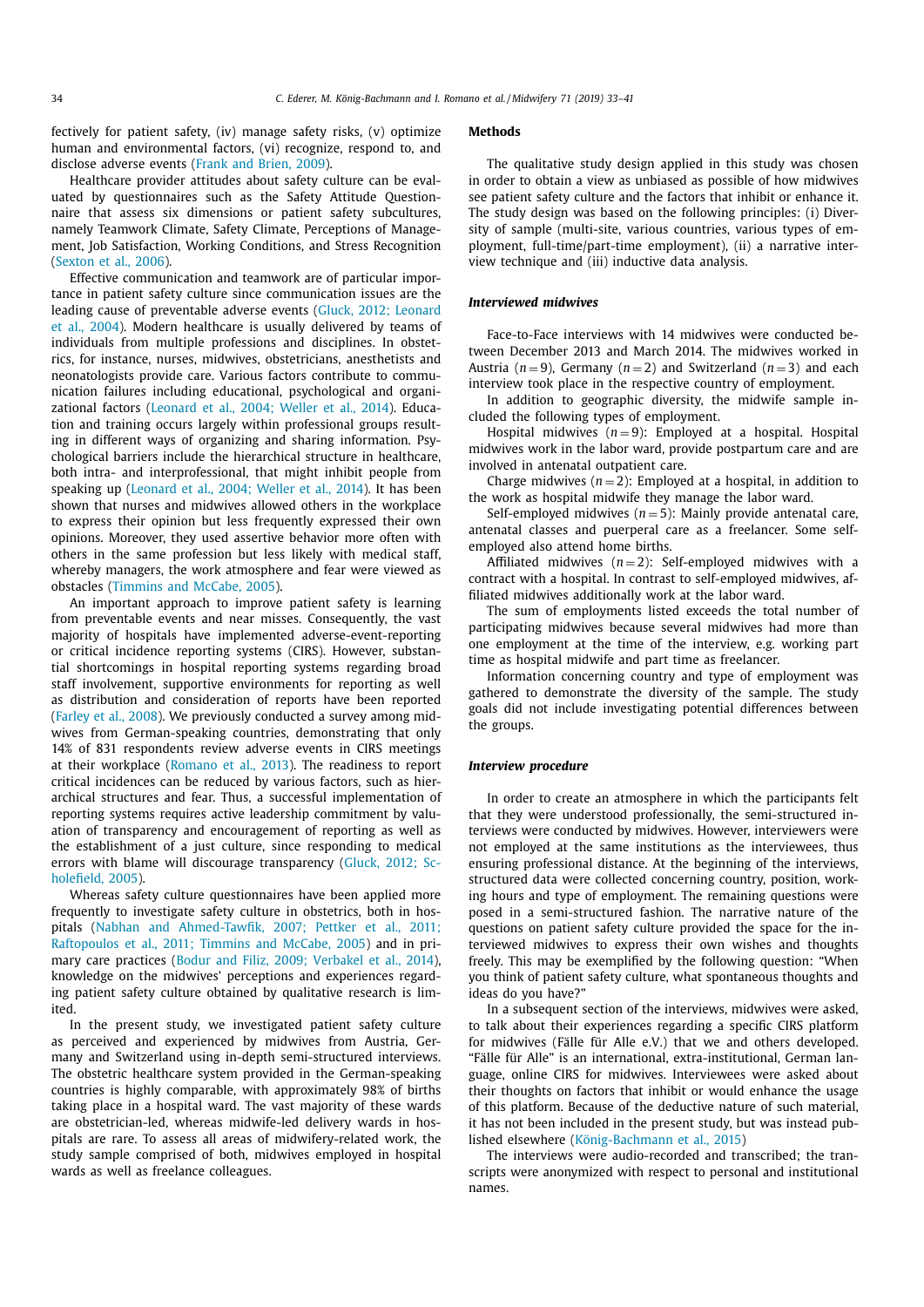fectively for patient safety, (iv) manage safety risks, (v) optimize human and environmental factors, (vi) recognize, respond to, and disclose adverse events (Frank and Brien, 2009).

Healthcare provider attitudes about safety culture can be evaluated by questionnaires such as the Safety Attitude Questionnaire that assess six dimensions or patient safety subcultures, namely Teamwork Climate, Safety Climate, Perceptions of Management, Job Satisfaction, Working Conditions, and Stress Recognition (Sexton et al., 2006).

Effective communication and teamwork are of particular importance in patient safety culture since communication issues are the leading cause of preventable adverse events (Gluck, 2012; Leonard et al., 2004). Modern healthcare is usually delivered by teams of individuals from multiple professions and disciplines. In obstetrics, for instance, nurses, midwives, obstetricians, anesthetists and neonatologists provide care. Various factors contribute to communication failures including educational, psychological and organizational factors (Leonard et al., 2004; Weller et al., 2014). Education and training occurs largely within professional groups resulting in different ways of organizing and sharing information. Psychological barriers include the hierarchical structure in healthcare, both intra- and interprofessional, that might inhibit people from speaking up (Leonard et al., 2004; Weller et al., 2014). It has been shown that nurses and midwives allowed others in the workplace to express their opinion but less frequently expressed their own opinions. Moreover, they used assertive behavior more often with others in the same profession but less likely with medical staff, whereby managers, the work atmosphere and fear were viewed as obstacles (Timmins and McCabe, 2005).

An important approach to improve patient safety is learning from preventable events and near misses. Consequently, the vast majority of hospitals have implemented adverse-event-reporting or critical incidence reporting systems (CIRS). However, substantial shortcomings in hospital reporting systems regarding broad staff involvement, supportive environments for reporting as well as distribution and consideration of reports have been reported (Farley et al., 2008). We previously conducted a survey among midwives from German-speaking countries, demonstrating that only 14% of 831 respondents review adverse events in CIRS meetings at their workplace (Romano et al., 2013). The readiness to report critical incidences can be reduced by various factors, such as hierarchical structures and fear. Thus, a successful implementation of reporting systems requires active leadership commitment by valuation of transparency and encouragement of reporting as well as the establishment of a just culture, since responding to medical errors with blame will discourage transparency (Gluck, 2012; Scholefield, 2005).

Whereas safety culture questionnaires have been applied more frequently to investigate safety culture in obstetrics, both in hospitals (Nabhan and Ahmed-Tawfik, 2007; Pettker et al., 2011; Raftopoulos et al., 2011; Timmins and McCabe, 2005) and in primary care practices (Bodur and Filiz, 2009; Verbakel et al., 2014), knowledge on the midwives' perceptions and experiences regarding patient safety culture obtained by qualitative research is limited.

In the present study, we investigated patient safety culture as perceived and experienced by midwives from Austria, Germany and Switzerland using in-depth semi-structured interviews. The obstetric healthcare system provided in the German-speaking countries is highly comparable, with approximately 98% of births taking place in a hospital ward. The vast majority of these wards are obstetrician-led, whereas midwife-led delivery wards in hospitals are rare. To assess all areas of midwifery-related work, the study sample comprised of both, midwives employed in hospital wards as well as freelance colleagues.

## Methods

The qualitative study design applied in this study was chosen in order to obtain a view as unbiased as possible of how midwives see patient safety culture and the factors that inhibit or enhance it. The study design was based on the following principles: (i) Diversity of sample (multi-site, various countries, various types of employment, full-time/part-time employment), (ii) a narrative interview technique and (iii) inductive data analysis.

### *Interviewed midwives*

Face-to-Face interviews with 14 midwives were conducted between December 2013 and March 2014. The midwives worked in Austria ($n = 9$), Germany ($n = 2$) and Switzerland ($n = 3$) and each interview took place in the respective country of employment.

In addition to geographic diversity, the midwife sample included the following types of employment.

Hospital midwives ($n = 9$): Employed at a hospital. Hospital midwives work in the labor ward, provide postpartum care and are involved in antenatal outpatient care.

Charge midwives ($n = 2$): Employed at a hospital, in addition to the work as hospital midwife they manage the labor ward.

Self-employed midwives ($n = 5$): Mainly provide antenatal care, antenatal classes and puerperal care as a freelancer. Some self-employed also attend home births.

Affiliated midwives ($n = 2$): Self-employed midwives with a contract with a hospital. In contrast to self-employed midwives, affiliated midwives additionally work at the labor ward.

The sum of employments listed exceeds the total number of participating midwives because several midwives had more than one employment at the time of the interview, e.g. working part time as hospital midwife and part time as freelancer.

Information concerning country and type of employment was gathered to demonstrate the diversity of the sample. The study goals did not include investigating potential differences between the groups.

### *Interview procedure*

In order to create an atmosphere in which the participants felt that they were understood professionally, the semi-structured interviews were conducted by midwives. However, interviewers were not employed at the same institutions as the interviewees, thus ensuring professional distance. At the beginning of the interviews, structured data were collected concerning country, position, working hours and type of employment. The remaining questions were posed in a semi-structured fashion. The narrative nature of the questions on patient safety culture provided the space for the interviewed midwives to express their own wishes and thoughts freely. This may be exemplified by the following question: "When you think of patient safety culture, what spontaneous thoughts and ideas do you have?"

In a subsequent section of the interviews, midwives were asked, to talk about their experiences regarding a specific CIRS platform for midwives (Fälle für Alle e.V.) that we and others developed. "Fälle für Alle" is an international, extra-institutional, German language, online CIRS for midwives. Interviewees were asked about their thoughts on factors that inhibit or would enhance the usage of this platform. Because of the deductive nature of such material, it has not been included in the present study, but was instead published elsewhere (König-Bachmann et al., 2015)

The interviews were audio-recorded and transcribed; the transcripts were anonymized with respect to personal and institutional names.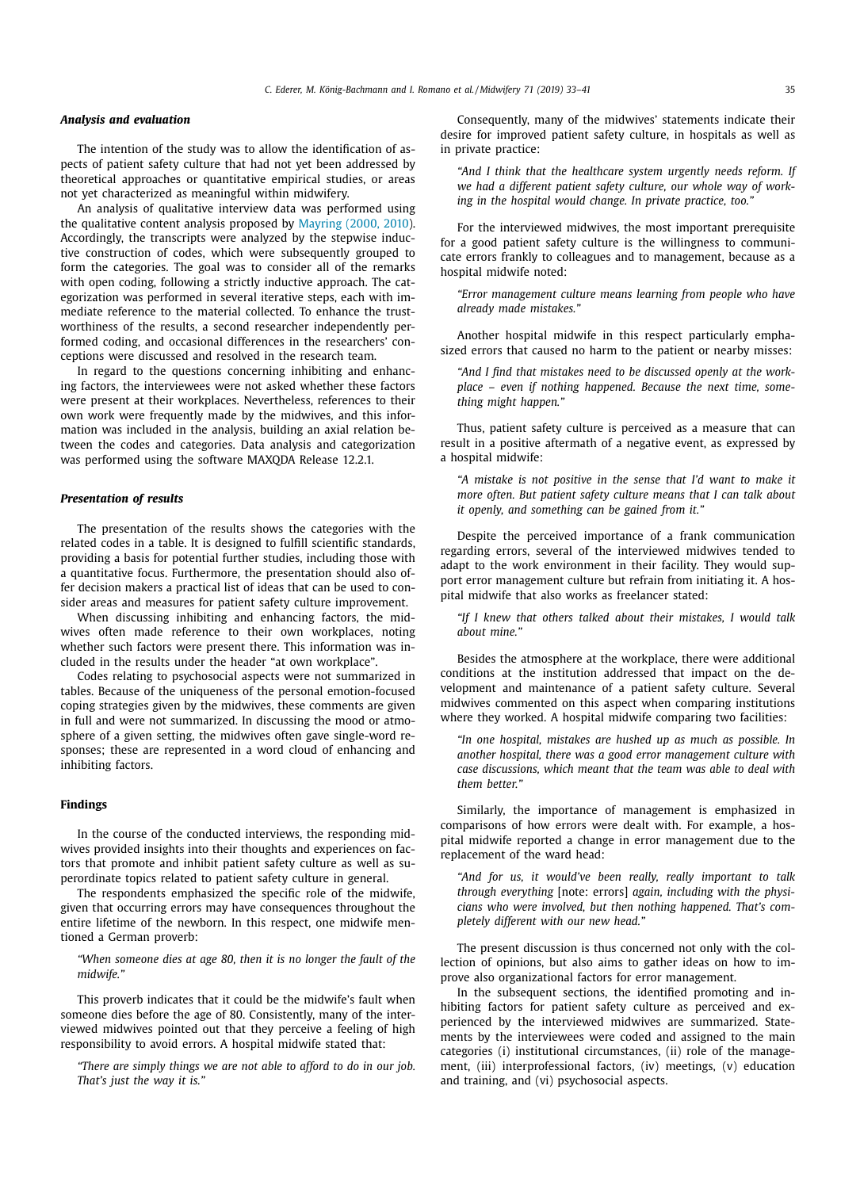### *Analysis and evaluation*

The intention of the study was to allow the identification of aspects of patient safety culture that had not yet been addressed by theoretical approaches or quantitative empirical studies, or areas not yet characterized as meaningful within midwifery.

An analysis of qualitative interview data was performed using the qualitative content analysis proposed by Mayring (2000, 2010). Accordingly, the transcripts were analyzed by the stepwise inductive construction of codes, which were subsequently grouped to form the categories. The goal was to consider all of the remarks with open coding, following a strictly inductive approach. The categorization was performed in several iterative steps, each with immediate reference to the material collected. To enhance the trustworthiness of the results, a second researcher independently performed coding, and occasional differences in the researchers' conceptions were discussed and resolved in the research team.

In regard to the questions concerning inhibiting and enhancing factors, the interviewees were not asked whether these factors were present at their workplaces. Nevertheless, references to their own work were frequently made by the midwives, and this information was included in the analysis, building an axial relation between the codes and categories. Data analysis and categorization was performed using the software MAXQDA Release 12.2.1.

### *Presentation of results*

The presentation of the results shows the categories with the related codes in a table. It is designed to fulfill scientific standards, providing a basis for potential further studies, including those with a quantitative focus. Furthermore, the presentation should also offer decision makers a practical list of ideas that can be used to consider areas and measures for patient safety culture improvement.

When discussing inhibiting and enhancing factors, the midwives often made reference to their own workplaces, noting whether such factors were present there. This information was included in the results under the header "at own workplace".

Codes relating to psychosocial aspects were not summarized in tables. Because of the uniqueness of the personal emotion-focused coping strategies given by the midwives, these comments are given in full and were not summarized. In discussing the mood or atmosphere of a given setting, the midwives often gave single-word responses; these are represented in a word cloud of enhancing and inhibiting factors.

## Findings

In the course of the conducted interviews, the responding midwives provided insights into their thoughts and experiences on factors that promote and inhibit patient safety culture as well as superordinate topics related to patient safety culture in general.

The respondents emphasized the specific role of the midwife, given that occurring errors may have consequences throughout the entire lifetime of the newborn. In this respect, one midwife mentioned a German proverb:

*"When someone dies at age 80, then it is no longer the fault of the midwife."*

This proverb indicates that it could be the midwife's fault when someone dies before the age of 80. Consistently, many of the interviewed midwives pointed out that they perceive a feeling of high responsibility to avoid errors. A hospital midwife stated that:

*"There are simply things we are not able to afford to do in our job. That's just the way it is."*

Consequently, many of the midwives' statements indicate their desire for improved patient safety culture, in hospitals as well as in private practice:

*"And I think that the healthcare system urgently needs reform. If we had a different patient safety culture, our whole way of working in the hospital would change. In private practice, too."*

For the interviewed midwives, the most important prerequisite for a good patient safety culture is the willingness to communicate errors frankly to colleagues and to management, because as a hospital midwife noted:

*"Error management culture means learning from people who have already made mistakes."*

Another hospital midwife in this respect particularly emphasized errors that caused no harm to the patient or nearby misses:

*"And I find that mistakes need to be discussed openly at the workplace – even if nothing happened. Because the next time, something might happen."*

Thus, patient safety culture is perceived as a measure that can result in a positive aftermath of a negative event, as expressed by a hospital midwife:

*"A mistake is not positive in the sense that I'd want to make it more often. But patient safety culture means that I can talk about it openly, and something can be gained from it."*

Despite the perceived importance of a frank communication regarding errors, several of the interviewed midwives tended to adapt to the work environment in their facility. They would support error management culture but refrain from initiating it. A hospital midwife that also works as freelancer stated:

*"If I knew that others talked about their mistakes, I would talk about mine."*

Besides the atmosphere at the workplace, there were additional conditions at the institution addressed that impact on the development and maintenance of a patient safety culture. Several midwives commented on this aspect when comparing institutions where they worked. A hospital midwife comparing two facilities:

*"In one hospital, mistakes are hushed up as much as possible. In another hospital, there was a good error management culture with case discussions, which meant that the team was able to deal with them better."*

Similarly, the importance of management is emphasized in comparisons of how errors were dealt with. For example, a hospital midwife reported a change in error management due to the replacement of the ward head:

*"And for us, it would've been really, really important to talk through everything* [note: errors] *again, including with the physicians who were involved, but then nothing happened. That's completely different with our new head."*

The present discussion is thus concerned not only with the collection of opinions, but also aims to gather ideas on how to improve also organizational factors for error management.

In the subsequent sections, the identified promoting and inhibiting factors for patient safety culture as perceived and experienced by the interviewed midwives are summarized. Statements by the interviewees were coded and assigned to the main categories (i) institutional circumstances, (ii) role of the management, (iii) interprofessional factors, (iv) meetings, (v) education and training, and (vi) psychosocial aspects.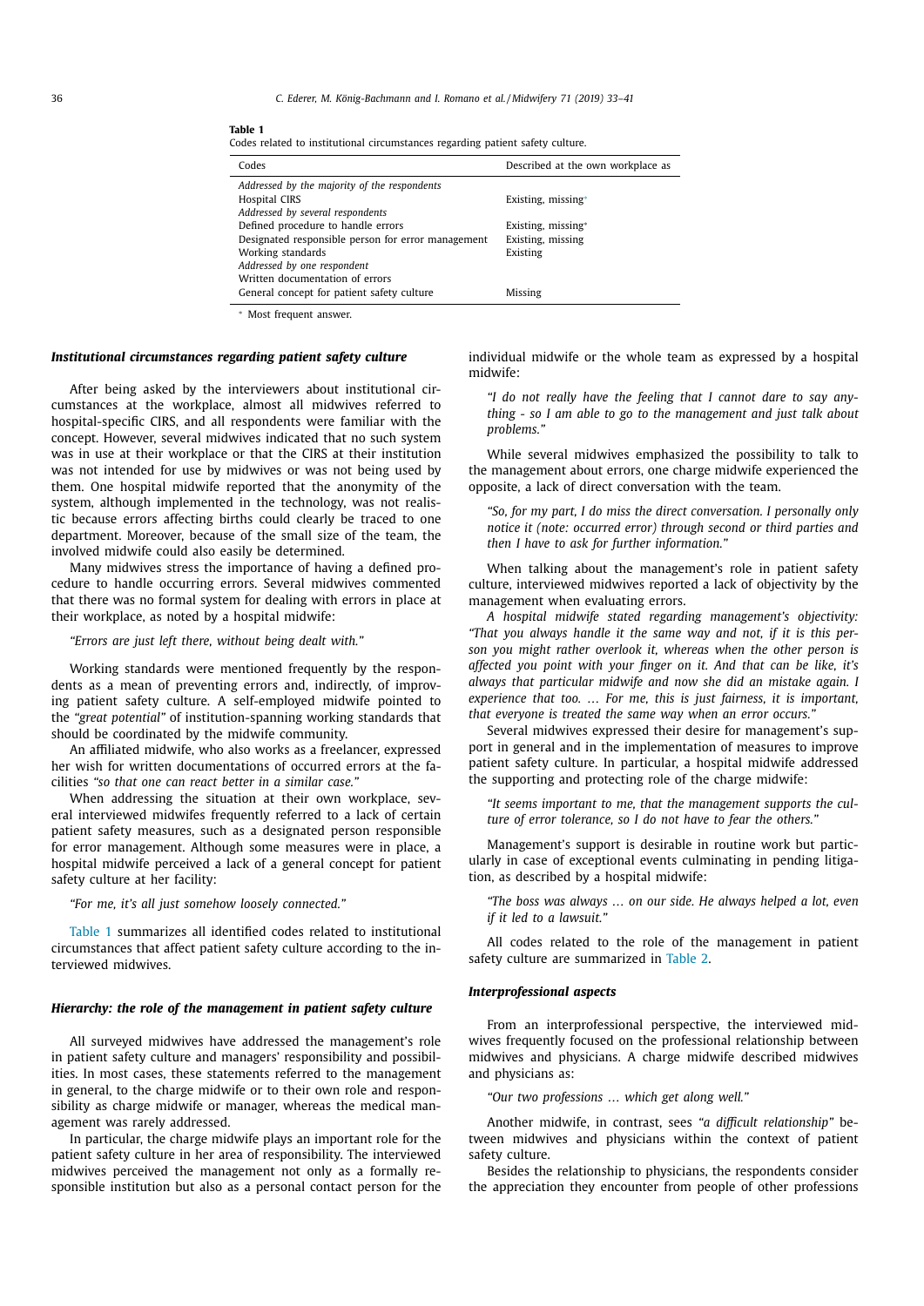**Table 1**
Codes related to institutional circumstances regarding patient safety culture.

| Codes | Described at the own workplace as |
|---|---|
| *Addressed by the majority of the respondents* | |
| Hospital CIRS | Existing, missing* |
| *Addressed by several respondents* | |
| Defined procedure to handle errors | Existing, missing* |
| Designated responsible person for error management | Existing, missing |
| Working standards | Existing |
| *Addressed by one respondent* | |
| Written documentation of errors | |
| General concept for patient safety culture | Missing |

\* Most frequent answer.

### *Institutional circumstances regarding patient safety culture*

After being asked by the interviewers about institutional circumstances at the workplace, almost all midwives referred to hospital-specific CIRS, and all respondents were familiar with the concept. However, several midwives indicated that no such system was in use at their workplace or that the CIRS at their institution was not intended for use by midwives or was not being used by them. One hospital midwife reported that the anonymity of the system, although implemented in the technology, was not realistic because errors affecting births could clearly be traced to one department. Moreover, because of the small size of the team, the involved midwife could also easily be determined.

Many midwives stress the importance of having a defined procedure to handle occurring errors. Several midwives commented that there was no formal system for dealing with errors in place at their workplace, as noted by a hospital midwife:

> *"Errors are just left there, without being dealt with."*

Working standards were mentioned frequently by the respondents as a mean of preventing errors and, indirectly, of improving patient safety culture. A self-employed midwife pointed to the *"great potential"* of institution-spanning working standards that should be coordinated by the midwife community.

An affiliated midwife, who also works as a freelancer, expressed her wish for written documentations of occurred errors at the facilities *"so that one can react better in a similar case."*

When addressing the situation at their own workplace, several interviewed midwifes frequently referred to a lack of certain patient safety measures, such as a designated person responsible for error management. Although some measures were in place, a hospital midwife perceived a lack of a general concept for patient safety culture at her facility:

> *"For me, it's all just somehow loosely connected."*

Table 1 summarizes all identified codes related to institutional circumstances that affect patient safety culture according to the interviewed midwives.

### *Hierarchy: the role of the management in patient safety culture*

All surveyed midwives have addressed the management's role in patient safety culture and managers' responsibility and possibilities. In most cases, these statements referred to the management in general, to the charge midwife or to their own role and responsibility as charge midwife or manager, whereas the medical management was rarely addressed.

In particular, the charge midwife plays an important role for the patient safety culture in her area of responsibility. The interviewed midwives perceived the management not only as a formally responsible institution but also as a personal contact person for the individual midwife or the whole team as expressed by a hospital midwife:

> *"I do not really have the feeling that I cannot dare to say anything - so I am able to go to the management and just talk about problems."*

While several midwives emphasized the possibility to talk to the management about errors, one charge midwife experienced the opposite, a lack of direct conversation with the team.

> *"So, for my part, I do miss the direct conversation. I personally only notice it (note: occurred error) through second or third parties and then I have to ask for further information."*

When talking about the management's role in patient safety culture, interviewed midwives reported a lack of objectivity by the management when evaluating errors.

*A hospital midwife stated regarding management's objectivity: "That you always handle it the same way and not, if it is this person you might rather overlook it, whereas when the other person is affected you point with your finger on it. And that can be like, it's always that particular midwife and now she did an mistake again. I experience that too. … For me, this is just fairness, it is important, that everyone is treated the same way when an error occurs."*

Several midwives expressed their desire for management's support in general and in the implementation of measures to improve patient safety culture. In particular, a hospital midwife addressed the supporting and protecting role of the charge midwife:

> *"It seems important to me, that the management supports the culture of error tolerance, so I do not have to fear the others."*

Management's support is desirable in routine work but particularly in case of exceptional events culminating in pending litigation, as described by a hospital midwife:

> *"The boss was always … on our side. He always helped a lot, even if it led to a lawsuit."*

All codes related to the role of the management in patient safety culture are summarized in Table 2.

### *Interprofessional aspects*

From an interprofessional perspective, the interviewed midwives frequently focused on the professional relationship between midwives and physicians. A charge midwife described midwives and physicians as:

> *"Our two professions … which get along well."*

Another midwife, in contrast, sees *"a difficult relationship"* between midwives and physicians within the context of patient safety culture.

Besides the relationship to physicians, the respondents consider the appreciation they encounter from people of other professions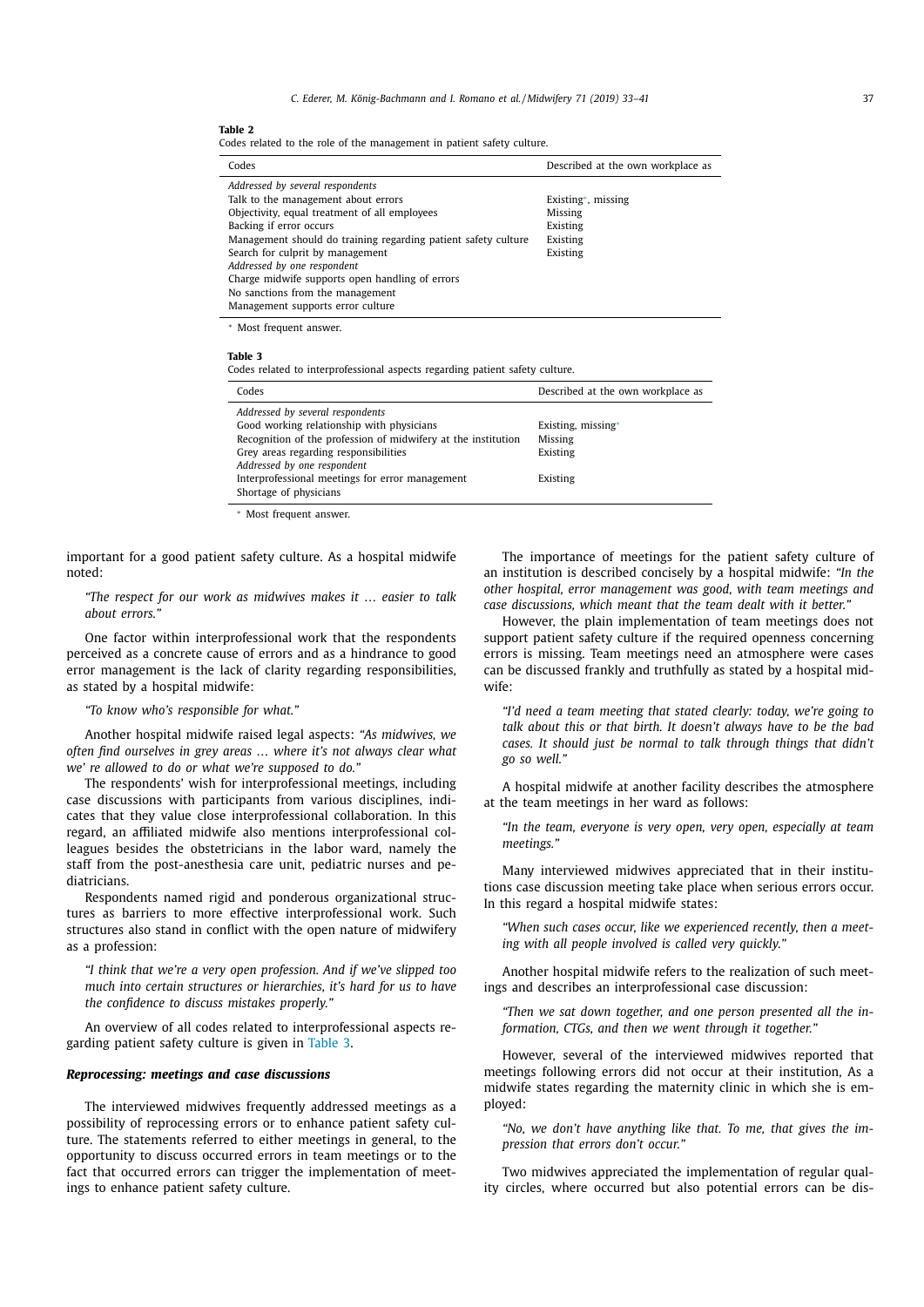**Table 2**
Codes related to the role of the management in patient safety culture.

| Codes | Described at the own workplace as |
|---|---|
| *Addressed by several respondents* | |
| Talk to the management about errors | Existing*, missing |
| Objectivity, equal treatment of all employees | Missing |
| Backing if error occurs | Existing |
| Management should do training regarding patient safety culture | Existing |
| Search for culprit by management | Existing |
| *Addressed by one respondent* | |
| Charge midwife supports open handling of errors | |
| No sanctions from the management | |
| Management supports error culture | |

* Most frequent answer.

**Table 3**
Codes related to interprofessional aspects regarding patient safety culture.

| Codes | Described at the own workplace as |
|---|---|
| *Addressed by several respondents* | |
| Good working relationship with physicians | Existing, missing* |
| Recognition of the profession of midwifery at the institution | Missing |
| Grey areas regarding responsibilities | Existing |
| *Addressed by one respondent* | |
| Interprofessional meetings for error management | Existing |
| Shortage of physicians | |

* Most frequent answer.

important for a good patient safety culture. As a hospital midwife noted:

> *"The respect for our work as midwives makes it … easier to talk about errors."*

One factor within interprofessional work that the respondents perceived as a concrete cause of errors and as a hindrance to good error management is the lack of clarity regarding responsibilities, as stated by a hospital midwife:

> *"To know who's responsible for what."*

Another hospital midwife raised legal aspects: *"As midwives, we often find ourselves in grey areas … where it's not always clear what we' re allowed to do or what we're supposed to do."*

The respondents' wish for interprofessional meetings, including case discussions with participants from various disciplines, indicates that they value close interprofessional collaboration. In this regard, an affiliated midwife also mentions interprofessional colleagues besides the obstetricians in the labor ward, namely the staff from the post-anesthesia care unit, pediatric nurses and pediatricians.

Respondents named rigid and ponderous organizational structures as barriers to more effective interprofessional work. Such structures also stand in conflict with the open nature of midwifery as a profession:

> *"I think that we're a very open profession. And if we've slipped too much into certain structures or hierarchies, it's hard for us to have the confidence to discuss mistakes properly."*

An overview of all codes related to interprofessional aspects regarding patient safety culture is given in Table 3.

### *Reprocessing: meetings and case discussions*

The interviewed midwives frequently addressed meetings as a possibility of reprocessing errors or to enhance patient safety culture. The statements referred to either meetings in general, to the opportunity to discuss occurred errors in team meetings or to the fact that occurred errors can trigger the implementation of meetings to enhance patient safety culture.

The importance of meetings for the patient safety culture of an institution is described concisely by a hospital midwife: *"In the other hospital, error management was good, with team meetings and case discussions, which meant that the team dealt with it better."*

However, the plain implementation of team meetings does not support patient safety culture if the required openness concerning errors is missing. Team meetings need an atmosphere were cases can be discussed frankly and truthfully as stated by a hospital midwife:

> *"I'd need a team meeting that stated clearly: today, we're going to talk about this or that birth. It doesn't always have to be the bad cases. It should just be normal to talk through things that didn't go so well."*

A hospital midwife at another facility describes the atmosphere at the team meetings in her ward as follows:

> *"In the team, everyone is very open, very open, especially at team meetings."*

Many interviewed midwives appreciated that in their institutions case discussion meeting take place when serious errors occur. In this regard a hospital midwife states:

> *"When such cases occur, like we experienced recently, then a meeting with all people involved is called very quickly."*

Another hospital midwife refers to the realization of such meetings and describes an interprofessional case discussion:

> *"Then we sat down together, and one person presented all the information, CTGs, and then we went through it together."*

However, several of the interviewed midwives reported that meetings following errors did not occur at their institution, As a midwife states regarding the maternity clinic in which she is employed:

> *"No, we don't have anything like that. To me, that gives the impression that errors don't occur."*

Two midwives appreciated the implementation of regular quality circles, where occurred but also potential errors can be dis-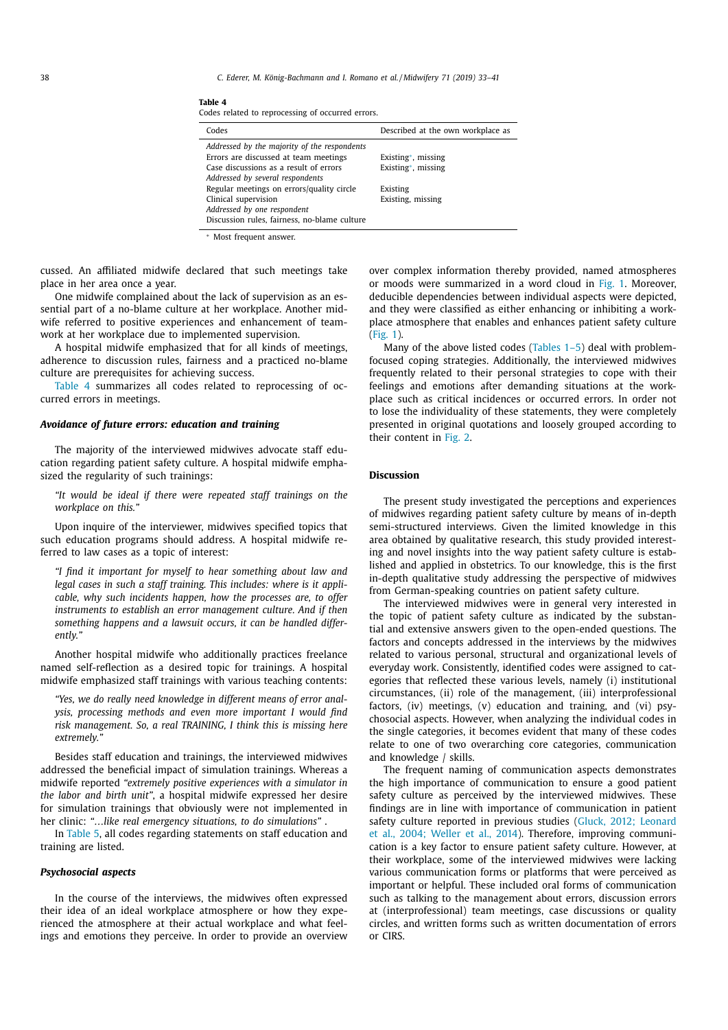**Table 4**
Codes related to reprocessing of occurred errors.

| Codes | Described at the own workplace as |
|---|---|
| *Addressed by the majority of the respondents* | |
| Errors are discussed at team meetings | Existing*, missing |
| Case discussions as a result of errors | Existing*, missing |
| *Addressed by several respondents* | |
| Regular meetings on errors/quality circle | Existing |
| Clinical supervision | Existing, missing |
| *Addressed by one respondent* | |
| Discussion rules, fairness, no-blame culture | |

\* Most frequent answer.

cussed. An affiliated midwife declared that such meetings take place in her area once a year.

One midwife complained about the lack of supervision as an essential part of a no-blame culture at her workplace. Another midwife referred to positive experiences and enhancement of teamwork at her workplace due to implemented supervision.

A hospital midwife emphasized that for all kinds of meetings, adherence to discussion rules, fairness and a practiced no-blame culture are prerequisites for achieving success.

Table 4 summarizes all codes related to reprocessing of occurred errors in meetings.

### *Avoidance of future errors: education and training*

The majority of the interviewed midwives advocate staff education regarding patient safety culture. A hospital midwife emphasized the regularity of such trainings:

> *"It would be ideal if there were repeated staff trainings on the workplace on this."*

Upon inquire of the interviewer, midwives specified topics that such education programs should address. A hospital midwife referred to law cases as a topic of interest:

> *"I find it important for myself to hear something about law and legal cases in such a staff training. This includes: where is it applicable, why such incidents happen, how the processes are, to offer instruments to establish an error management culture. And if then something happens and a lawsuit occurs, it can be handled differently."*

Another hospital midwife who additionally practices freelance named self-reflection as a desired topic for trainings. A hospital midwife emphasized staff trainings with various teaching contents:

> *"Yes, we do really need knowledge in different means of error analysis, processing methods and even more important I would find risk management. So, a real TRAINING, I think this is missing here extremely."*

Besides staff education and trainings, the interviewed midwives addressed the beneficial impact of simulation trainings. Whereas a midwife reported *"extremely positive experiences with a simulator in the labor and birth unit"*, a hospital midwife expressed her desire for simulation trainings that obviously were not implemented in her clinic: *"…like real emergency situations, to do simulations"* .

In Table 5, all codes regarding statements on staff education and training are listed.

### *Psychosocial aspects*

In the course of the interviews, the midwives often expressed their idea of an ideal workplace atmosphere or how they experienced the atmosphere at their actual workplace and what feelings and emotions they perceive. In order to provide an overview over complex information thereby provided, named atmospheres or moods were summarized in a word cloud in Fig. 1. Moreover, deducible dependencies between individual aspects were depicted, and they were classified as either enhancing or inhibiting a workplace atmosphere that enables and enhances patient safety culture (Fig. 1).

Many of the above listed codes (Tables 1–5) deal with problem-focused coping strategies. Additionally, the interviewed midwives frequently related to their personal strategies to cope with their feelings and emotions after demanding situations at the workplace such as critical incidences or occurred errors. In order not to lose the individuality of these statements, they were completely presented in original quotations and loosely grouped according to their content in Fig. 2.

## Discussion

The present study investigated the perceptions and experiences of midwives regarding patient safety culture by means of in-depth semi-structured interviews. Given the limited knowledge in this area obtained by qualitative research, this study provided interesting and novel insights into the way patient safety culture is established and applied in obstetrics. To our knowledge, this is the first in-depth qualitative study addressing the perspective of midwives from German-speaking countries on patient safety culture.

The interviewed midwives were in general very interested in the topic of patient safety culture as indicated by the substantial and extensive answers given to the open-ended questions. The factors and concepts addressed in the interviews by the midwives related to various personal, structural and organizational levels of everyday work. Consistently, identified codes were assigned to categories that reflected these various levels, namely (i) institutional circumstances, (ii) role of the management, (iii) interprofessional factors, (iv) meetings, (v) education and training, and (vi) psychosocial aspects. However, when analyzing the individual codes in the single categories, it becomes evident that many of these codes relate to one of two overarching core categories, communication and knowledge / skills.

The frequent naming of communication aspects demonstrates the high importance of communication to ensure a good patient safety culture as perceived by the interviewed midwives. These findings are in line with importance of communication in patient safety culture reported in previous studies (Gluck, 2012; Leonard et al., 2004; Weller et al., 2014). Therefore, improving communication is a key factor to ensure patient safety culture. However, at their workplace, some of the interviewed midwives were lacking various communication forms or platforms that were perceived as important or helpful. These included oral forms of communication such as talking to the management about errors, discussion errors at (interprofessional) team meetings, case discussions or quality circles, and written forms such as written documentation of errors or CIRS.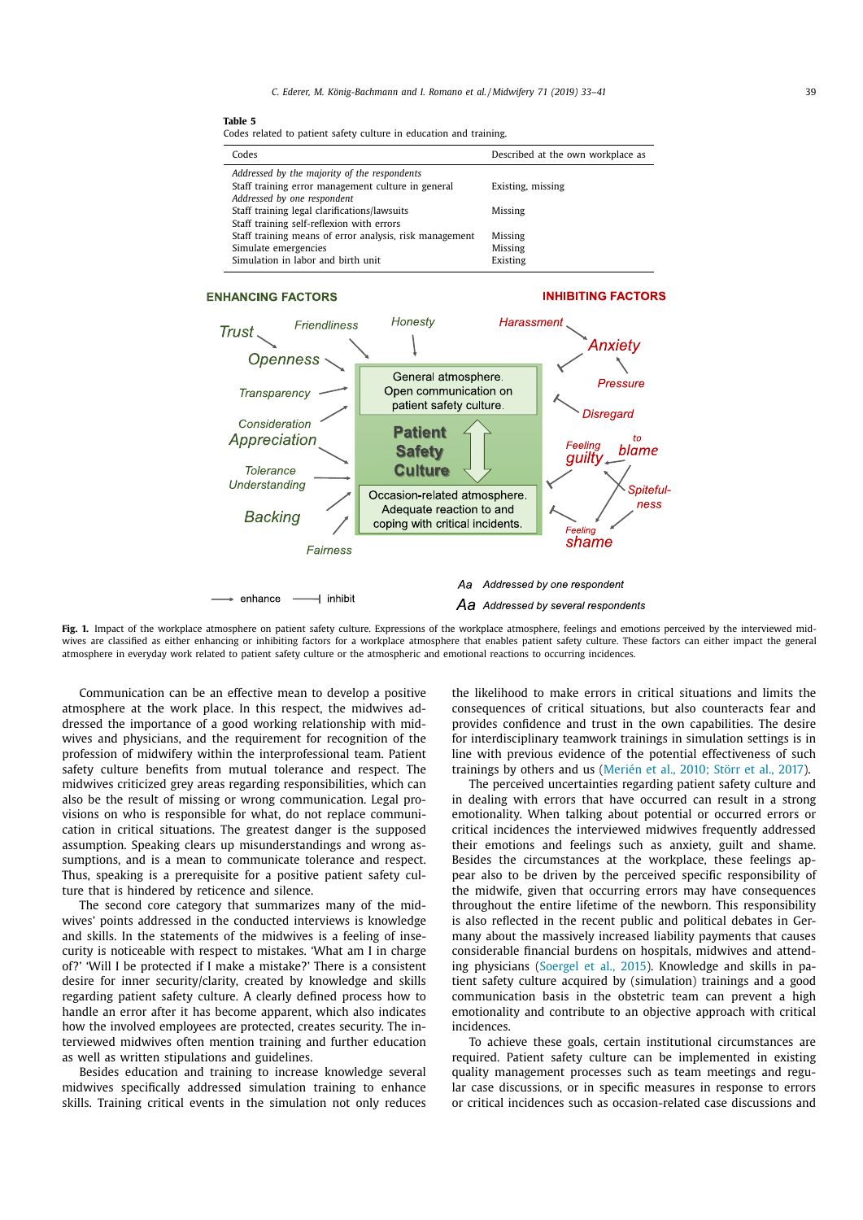**Table 5**
Codes related to patient safety culture in education and training.

| Codes | Described at the own workplace as |
|---|---|
| *Addressed by the majority of the respondents* | |
| Staff training error management culture in general | Existing, missing |
| *Addressed by one respondent* | |
| Staff training legal clarifications/lawsuits | Missing |
| Staff training self-reflexion with errors | |
| Staff training means of error analysis, risk management | Missing |
| Simulate emergencies | Missing |
| Simulation in labor and birth unit | Existing |

**Fig. 1.** Impact of the workplace atmosphere on patient safety culture. Expressions of the workplace atmosphere, feelings and emotions perceived by the interviewed midwives are classified as either enhancing or inhibiting factors for a workplace atmosphere that enables patient safety culture. These factors can either impact the general atmosphere in everyday work related to patient safety culture or the atmospheric and emotional reactions to occurring incidences.

Communication can be an effective mean to develop a positive atmosphere at the work place. In this respect, the midwives addressed the importance of a good working relationship with midwives and physicians, and the requirement for recognition of the profession of midwifery within the interprofessional team. Patient safety culture benefits from mutual tolerance and respect. The midwives criticized grey areas regarding responsibilities, which can also be the result of missing or wrong communication. Legal provisions on who is responsible for what, do not replace communication in critical situations. The greatest danger is the supposed assumption. Speaking clears up misunderstandings and wrong assumptions, and is a mean to communicate tolerance and respect. Thus, speaking is a prerequisite for a positive patient safety culture that is hindered by reticence and silence.

The second core category that summarizes many of the midwives' points addressed in the conducted interviews is knowledge and skills. In the statements of the midwives is a feeling of insecurity is noticeable with respect to mistakes. 'What am I in charge of?' 'Will I be protected if I make a mistake?' There is a consistent desire for inner security/clarity, created by knowledge and skills regarding patient safety culture. A clearly defined process how to handle an error after it has become apparent, which also indicates how the involved employees are protected, creates security. The interviewed midwives often mention training and further education as well as written stipulations and guidelines.

Besides education and training to increase knowledge several midwives specifically addressed simulation training to enhance skills. Training critical events in the simulation not only reduces the likelihood to make errors in critical situations and limits the consequences of critical situations, but also counteracts fear and provides confidence and trust in the own capabilities. The desire for interdisciplinary teamwork trainings in simulation settings is in line with previous evidence of the potential effectiveness of such trainings by others and us (Merién et al., 2010; Störr et al., 2017).

The perceived uncertainties regarding patient safety culture and in dealing with errors that have occurred can result in a strong emotionality. When talking about potential or occurred errors or critical incidences the interviewed midwives frequently addressed their emotions and feelings such as anxiety, guilt and shame. Besides the circumstances at the workplace, these feelings appear also to be driven by the perceived specific responsibility of the midwife, given that occurring errors may have consequences throughout the entire lifetime of the newborn. This responsibility is also reflected in the recent public and political debates in Germany about the massively increased liability payments that causes considerable financial burdens on hospitals, midwives and attending physicians (Soergel et al., 2015). Knowledge and skills in patient safety culture acquired by (simulation) trainings and a good communication basis in the obstetric team can prevent a high emotionality and contribute to an objective approach with critical incidences.

To achieve these goals, certain institutional circumstances are required. Patient safety culture can be implemented in existing quality management processes such as team meetings and regular case discussions, or in specific measures in response to errors or critical incidences such as occasion-related case discussions and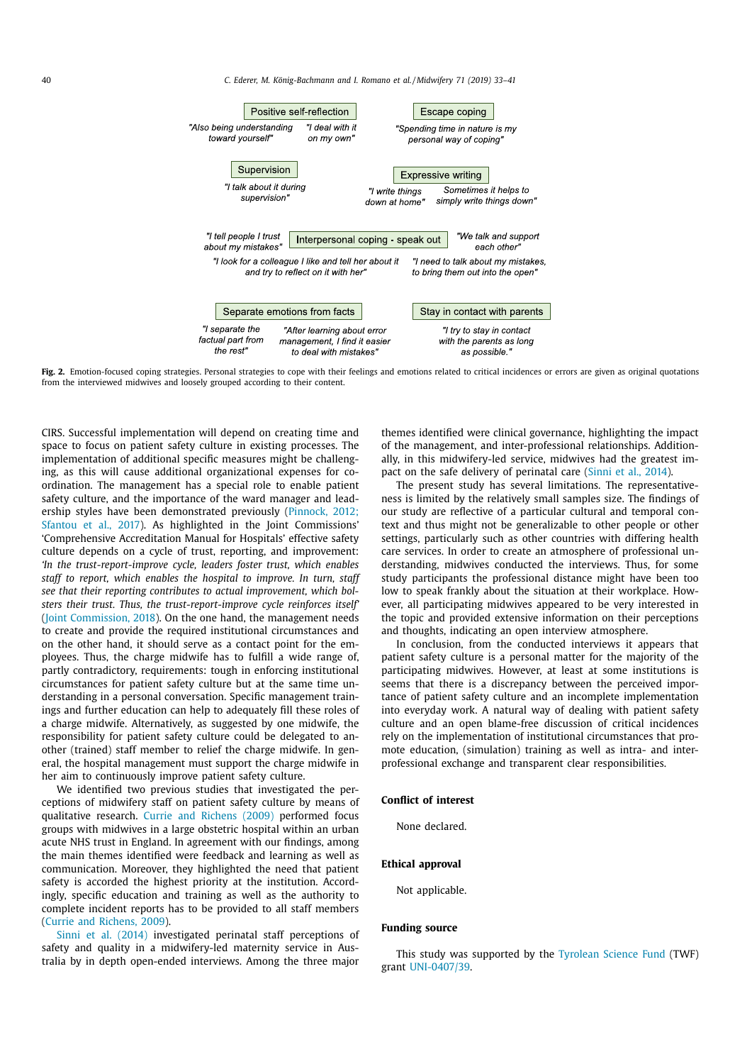Positive self-reflection

"Also being understanding toward yourself" "I deal with it on my own"

Escape coping

"Spending time in nature is my personal way of coping"

Supervision

"I talk about it during supervision"

Expressive writing

"I write things down at home" "Sometimes it helps to simply write things down"

Interpersonal coping - speak out

"I tell people I trust about my mistakes" "We talk and support each other" "I look for a colleague I like and tell her about it and try to reflect on it with her" "I need to talk about my mistakes, to bring them out into the open"

Separate emotions from facts

"I separate the factual part from the rest" "After learning about error management, I find it easier to deal with mistakes"

Stay in contact with parents

"I try to stay in contact with the parents as long as possible."

**Fig. 2.** Emotion-focused coping strategies. Personal strategies to cope with their feelings and emotions related to critical incidences or errors are given as original quotations from the interviewed midwives and loosely grouped according to their content.

CIRS. Successful implementation will depend on creating time and space to focus on patient safety culture in existing processes. The implementation of additional specific measures might be challenging, as this will cause additional organizational expenses for coordination. The management has a special role to enable patient safety culture, and the importance of the ward manager and leadership styles have been demonstrated previously (Pinnock, 2012; Sfantou et al., 2017). As highlighted in the Joint Commissions' 'Comprehensive Accreditation Manual for Hospitals' effective safety culture depends on a cycle of trust, reporting, and improvement: *'In the trust-report-improve cycle, leaders foster trust, which enables staff to report, which enables the hospital to improve. In turn, staff see that their reporting contributes to actual improvement, which bolsters their trust. Thus, the trust-report-improve cycle reinforces itself'* (Joint Commission, 2018). On the one hand, the management needs to create and provide the required institutional circumstances and on the other hand, it should serve as a contact point for the employees. Thus, the charge midwife has to fulfill a wide range of, partly contradictory, requirements: tough in enforcing institutional circumstances for patient safety culture but at the same time understanding in a personal conversation. Specific management trainings and further education can help to adequately fill these roles of a charge midwife. Alternatively, as suggested by one midwife, the responsibility for patient safety culture could be delegated to another (trained) staff member to relief the charge midwife. In general, the hospital management must support the charge midwife in her aim to continuously improve patient safety culture.

We identified two previous studies that investigated the perceptions of midwifery staff on patient safety culture by means of qualitative research. Currie and Richens (2009) performed focus groups with midwives in a large obstetric hospital within an urban acute NHS trust in England. In agreement with our findings, among the main themes identified were feedback and learning as well as communication. Moreover, they highlighted the need that patient safety is accorded the highest priority at the institution. Accordingly, specific education and training as well as the authority to complete incident reports has to be provided to all staff members (Currie and Richens, 2009).

Sinni et al. (2014) investigated perinatal staff perceptions of safety and quality in a midwifery-led maternity service in Australia by in depth open-ended interviews. Among the three major themes identified were clinical governance, highlighting the impact of the management, and inter-professional relationships. Additionally, in this midwifery-led service, midwives had the greatest impact on the safe delivery of perinatal care (Sinni et al., 2014).

The present study has several limitations. The representativeness is limited by the relatively small samples size. The findings of our study are reflective of a particular cultural and temporal context and thus might not be generalizable to other people or other settings, particularly such as other countries with differing health care services. In order to create an atmosphere of professional understanding, midwives conducted the interviews. Thus, for some study participants the professional distance might have been too low to speak frankly about the situation at their workplace. However, all participating midwives appeared to be very interested in the topic and provided extensive information on their perceptions and thoughts, indicating an open interview atmosphere.

In conclusion, from the conducted interviews it appears that patient safety culture is a personal matter for the majority of the participating midwives. However, at least at some institutions is seems that there is a discrepancy between the perceived importance of patient safety culture and an incomplete implementation into everyday work. A natural way of dealing with patient safety culture and an open blame-free discussion of critical incidences rely on the implementation of institutional circumstances that promote education, (simulation) training as well as intra- and inter-professional exchange and transparent clear responsibilities.

## Conflict of interest

None declared.

## Ethical approval

Not applicable.

## Funding source

This study was supported by the Tyrolean Science Fund (TWF) grant UNI-0407/39.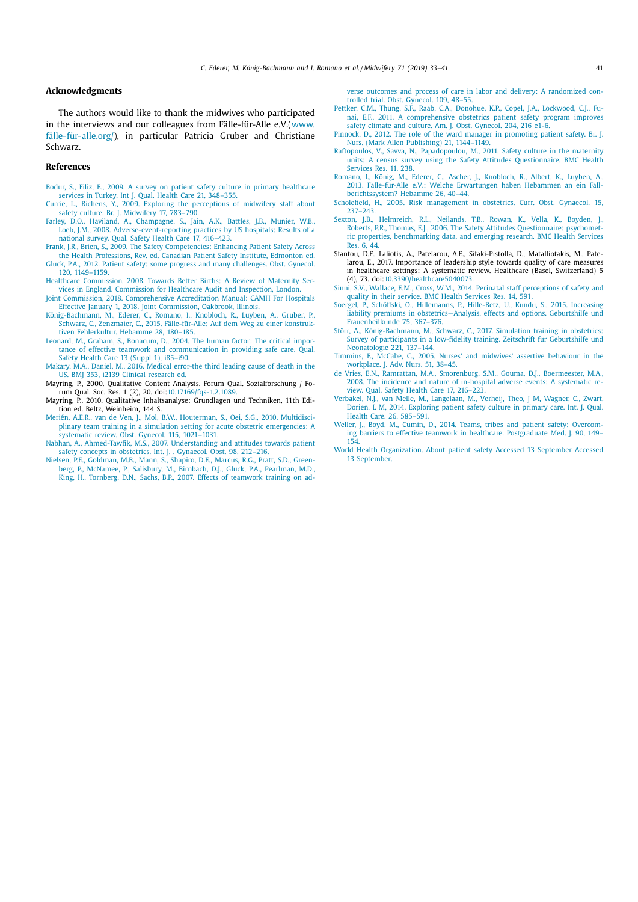## Acknowledgments

The authors would like to thank the midwives who participated in the interviews and our colleagues from Fälle-für-Alle e.V.(www.fälle-für-alle.org/), in particular Patricia Gruber and Christiane Schwarz.

## References

Bodur, S., Filiz, E., 2009. A survey on patient safety culture in primary healthcare services in Turkey. Int J. Qual. Health Care 21, 348–355.

Currie, L., Richens, Y., 2009. Exploring the perceptions of midwifery staff about safety culture. Br. J. Midwifery 17, 783–790.

Farley, D.O., Haviland, A., Champagne, S., Jain, A.K., Battles, J.B., Munier, W.B., Loeb, J.M., 2008. Adverse-event-reporting practices by US hospitals: Results of a national survey. Qual. Safety Health Care 17, 416–423.

Frank, J.R., Brien, S., 2009. The Safety Competencies: Enhancing Patient Safety Across the Health Professions, Rev. ed. Canadian Patient Safety Institute, Edmonton ed.

Gluck, P.A., 2012. Patient safety: some progress and many challenges. Obst. Gynecol. 120, 1149–1159.

Healthcare Commission, 2008. Towards Better Births: A Review of Maternity Services in England. Commission for Healthcare Audit and Inspection, London.

Joint Commission, 2018. Comprehensive Accreditation Manual: CAMH For Hospitals Effective January 1, 2018. Joint Commission, Oakbrook, Illinois.

König-Bachmann, M., Ederer, C., Romano, I., Knobloch, R., Luyben, A., Gruber, P., Schwarz, C., Zenzmaier, C., 2015. Fälle-für-Alle: Auf dem Weg zu einer konstruktiven Fehlerkultur. Hebamme 28, 180–185.

Leonard, M., Graham, S., Bonacum, D., 2004. The human factor: The critical importance of effective teamwork and communication in providing safe care. Qual. Safety Health Care 13 (Suppl 1), i85–i90.

Makary, M.A., Daniel, M., 2016. Medical error-the third leading cause of death in the US. BMJ 353, i2139 Clinical research ed.

Mayring, P., 2000. Qualitative Content Analysis. Forum Qual. Sozialforschung / Forum Qual. Soc. Res. 1 (2), 20. doi:10.17169/fqs-1.2.1089.

Mayring, P., 2010. Qualitative Inhaltsanalyse: Grundlagen und Techniken, 11th Edition ed. Beltz, Weinheim, 144 S.

Merién, A.E.R., van de Ven, J., Mol, B.W., Houterman, S., Oei, S.G., 2010. Multidisciplinary team training in a simulation setting for acute obstetric emergencies: A systematic review. Obst. Gynecol. 115, 1021–1031.

Nabhan, A., Ahmed-Tawfik, M.S., 2007. Understanding and attitudes towards patient safety concepts in obstetrics. Int. J. . Gynaecol. Obst. 98, 212–216.

Nielsen, P.E., Goldman, M.B., Mann, S., Shapiro, D.E., Marcus, R.G., Pratt, S.D., Greenberg, P., McNamee, P., Salisbury, M., Birnbach, D.J., Gluck, P.A., Pearlman, M.D., King, H., Tornberg, D.N., Sachs, B.P., 2007. Effects of teamwork training on adverse outcomes and process of care in labor and delivery: A randomized controlled trial. Obst. Gynecol. 109, 48–55.

Pettker, C.M., Thung, S.F., Raab, C.A., Donohue, K.P., Copel, J.A., Lockwood, C.J., Funai, E.F., 2011. A comprehensive obstetrics patient safety program improves safety climate and culture. Am. J. Obst. Gynecol. 204, 216 e1-6.

Pinnock, D., 2012. The role of the ward manager in promoting patient safety. Br. J. Nurs. (Mark Allen Publishing) 21, 1144–1149.

Raftopoulos, V., Savva, N., Papadopoulou, M., 2011. Safety culture in the maternity units: A census survey using the Safety Attitudes Questionnaire. BMC Health Services Res. 11, 238.

Romano, I., König, M., Ederer, C., Ascher, J., Knobloch, R., Albert, K., Luyben, A., 2013. Fälle-für-Alle e.V.: Welche Erwartungen haben Hebammen an ein Fallberichtssystem? Hebamme 26, 40–44.

Scholefield, H., 2005. Risk management in obstetrics. Curr. Obst. Gynaecol. 15, 237–243.

Sexton, J.B., Helmreich, R.L., Neilands, T.B., Rowan, K., Vella, K., Boyden, J., Roberts, P.R., Thomas, E.J., 2006. The Safety Attitudes Questionnaire: psychometric properties, benchmarking data, and emerging research. BMC Health Services Res. 6, 44.

Sfantou, D.F., Laliotis, A., Patelarou, A.E., Sifaki-Pistolla, D., Matalliotakis, M., Patelarou, E., 2017. Importance of leadership style towards quality of care measures in healthcare settings: A systematic review. Healthcare (Basel, Switzerland) 5 (4), 73. doi:10.3390/healthcare5040073.

Sinni, S.V., Wallace, E.M., Cross, W.M., 2014. Perinatal staff perceptions of safety and quality in their service. BMC Health Services Res. 14, 591.

Soergel, P., Schöffski, O., Hillemanns, P., Hille-Betz, U., Kundu, S., 2015. Increasing liability premiums in obstetrics—Analysis, effects and options. Geburtshilfe und Frauenheilkunde 75, 367–376.

Störr, A., König-Bachmann, M., Schwarz, C., 2017. Simulation training in obstetrics: Survey of participants in a low-fidelity training. Zeitschrift fur Geburtshilfe und Neonatologie 221, 137–144.

Timmins, F., McCabe, C., 2005. Nurses' and midwives' assertive behaviour in the workplace. J. Adv. Nurs. 51, 38–45.

de Vries, E.N., Ramrattan, M.A., Smorenburg, S.M., Gouma, D.J., Boermeester, M.A., 2008. The incidence and nature of in-hospital adverse events: A systematic review. Qual. Safety Health Care 17, 216–223.

Verbakel, N.J., van Melle, M., Langelaan, M., Verheij, Theo, J M, Wagner, C., Zwart, Dorien, L M, 2014. Exploring patient safety culture in primary care. Int. J. Qual. Health Care. 26, 585–591.

Weller, J., Boyd, M., Cumin, D., 2014. Teams, tribes and patient safety: Overcoming barriers to effective teamwork in healthcare. Postgraduate Med. J. 90, 149–154.

World Health Organization. About patient safety Accessed 13 September Accessed 13 September.